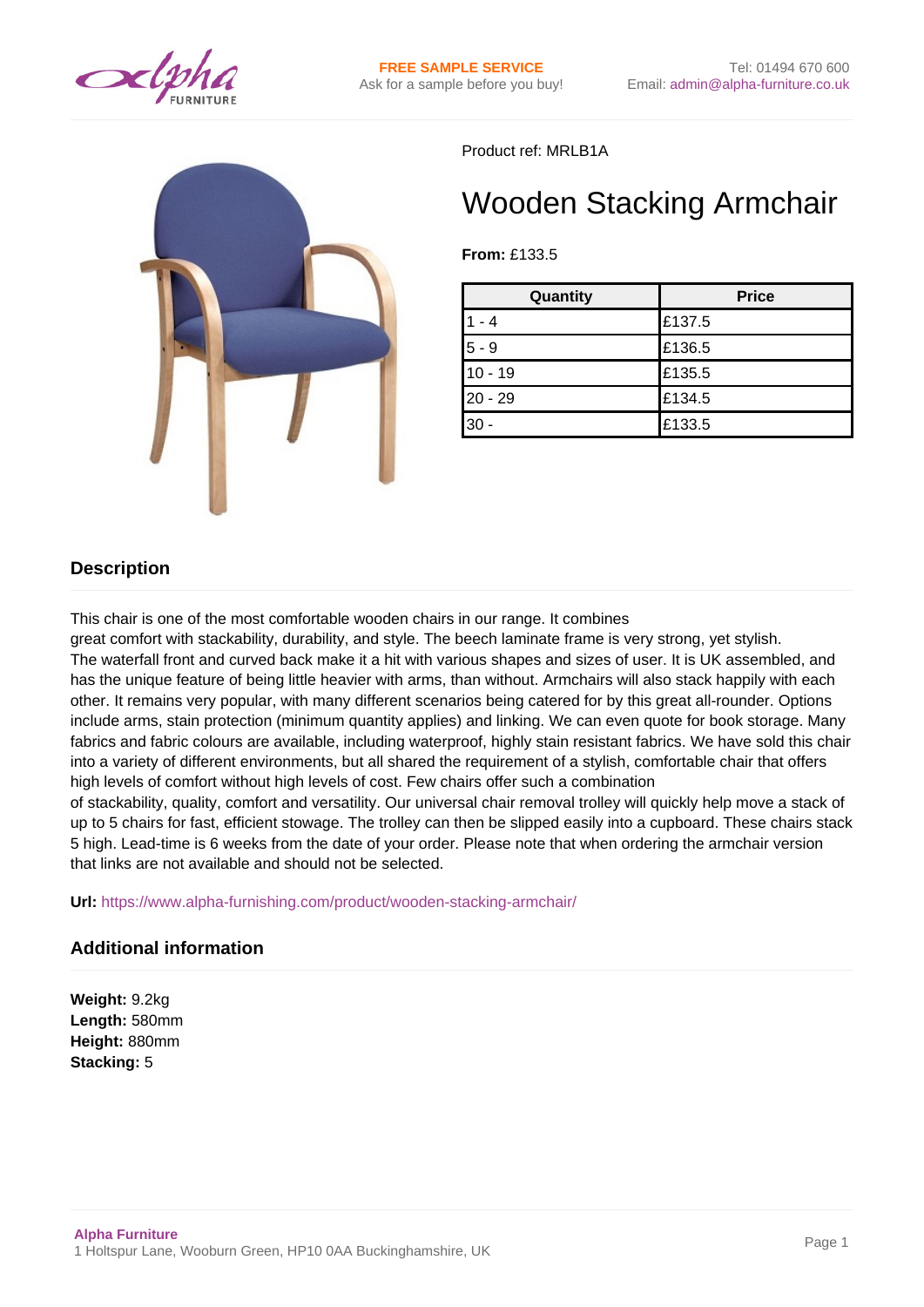FREE SAMPLE SERVICE
Ask for a sample before you buy!

Tel: 01494 670 600
Email: admin@alpha-furniture.co.uk

Product ref: MRLB1A

# Wooden Stacking Armchair

**From:** £133.5

| Quantity | Price |
|---|---|
| 1 - 4 | £137.5 |
| 5 - 9 | £136.5 |
| 10 - 19 | £135.5 |
| 20 - 29 | £134.5 |
| 30 - | £133.5 |

## Description

This chair is one of the most comfortable wooden chairs in our range. It combines great comfort with stackability, durability, and style. The beech laminate frame is very strong, yet stylish. The waterfall front and curved back make it a hit with various shapes and sizes of user. It is UK assembled, and has the unique feature of being little heavier with arms, than without. Armchairs will also stack happily with each other. It remains very popular, with many different scenarios being catered for by this great all-rounder. Options include arms, stain protection (minimum quantity applies) and linking. We can even quote for book storage. Many fabrics and fabric colours are available, including waterproof, highly stain resistant fabrics. We have sold this chair into a variety of different environments, but all shared the requirement of a stylish, comfortable chair that offers high levels of comfort without high levels of cost. Few chairs offer such a combination of stackability, quality, comfort and versatility. Our universal chair removal trolley will quickly help move a stack of up to 5 chairs for fast, efficient stowage. The trolley can then be slipped easily into a cupboard. These chairs stack 5 high. Lead-time is 6 weeks from the date of your order. Please note that when ordering the armchair version that links are not available and should not be selected.

**Url:** https://www.alpha-furnishing.com/product/wooden-stacking-armchair/

## Additional information

**Weight:** 9.2kg
**Length:** 580mm
**Height:** 880mm
**Stacking:** 5

**Alpha Furniture**
1 Holtspur Lane, Wooburn Green, HP10 0AA Buckinghamshire, UK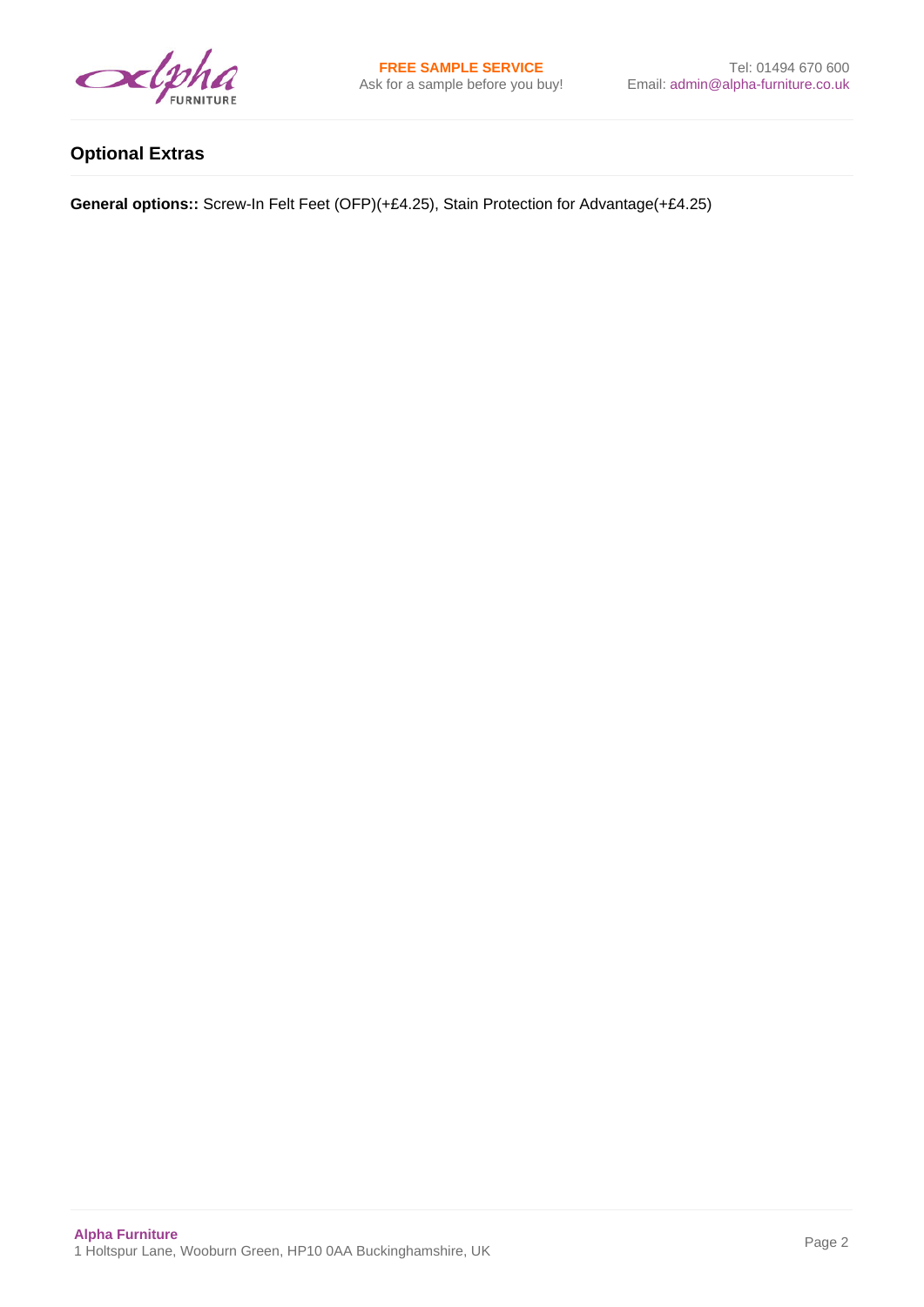## Optional Extras

**General options::** Screw-In Felt Feet (OFP)(+£4.25), Stain Protection for Advantage(+£4.25)